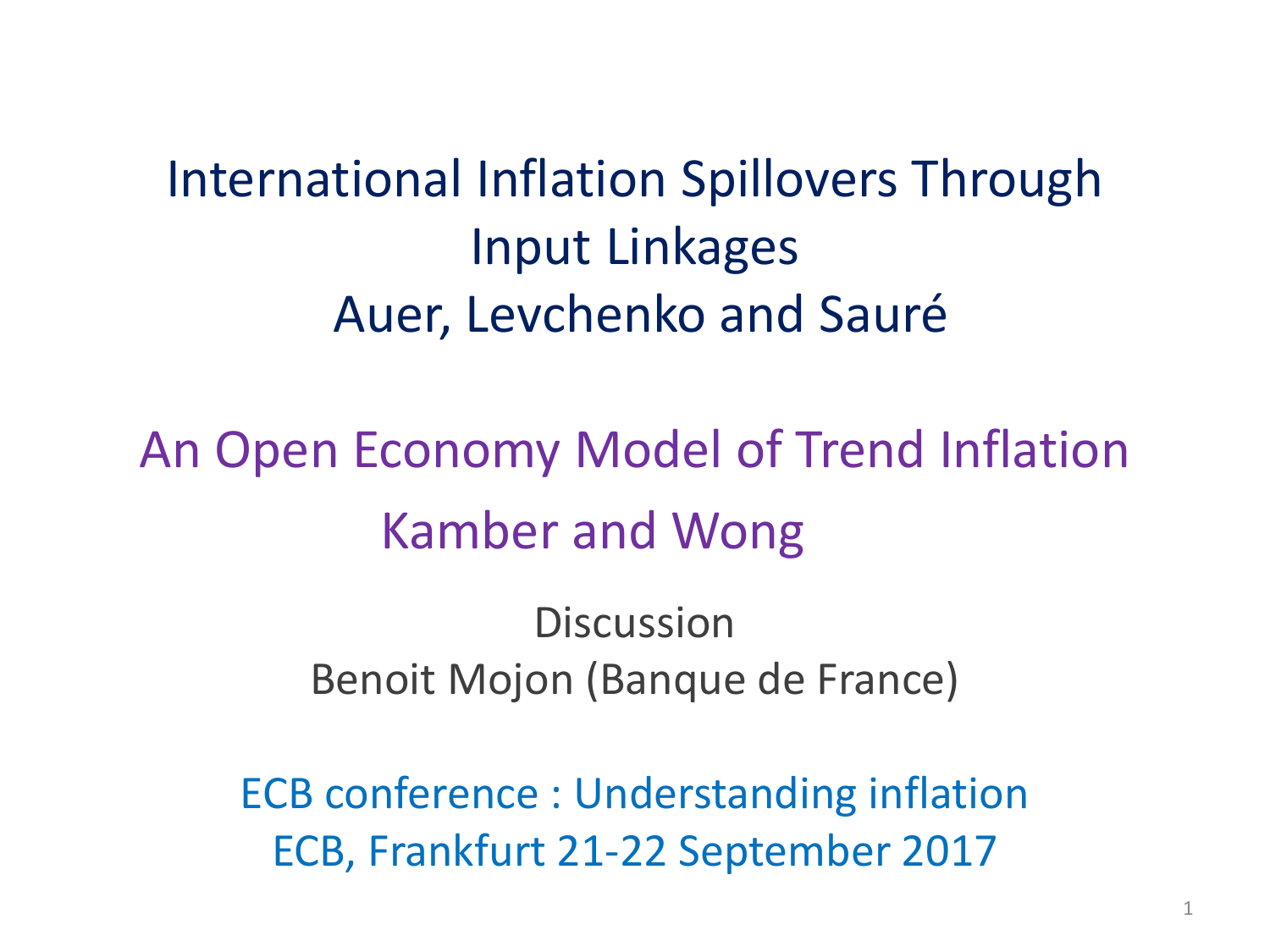# International Inflation Spillovers Through Input Linkages

## Auer, Levchenko and Sauré

# An Open Economy Model of Trend Inflation

## Kamber and Wong

Discussion

Benoit Mojon (Banque de France)

ECB conference : Understanding inflation

ECB, Frankfurt 21-22 September 2017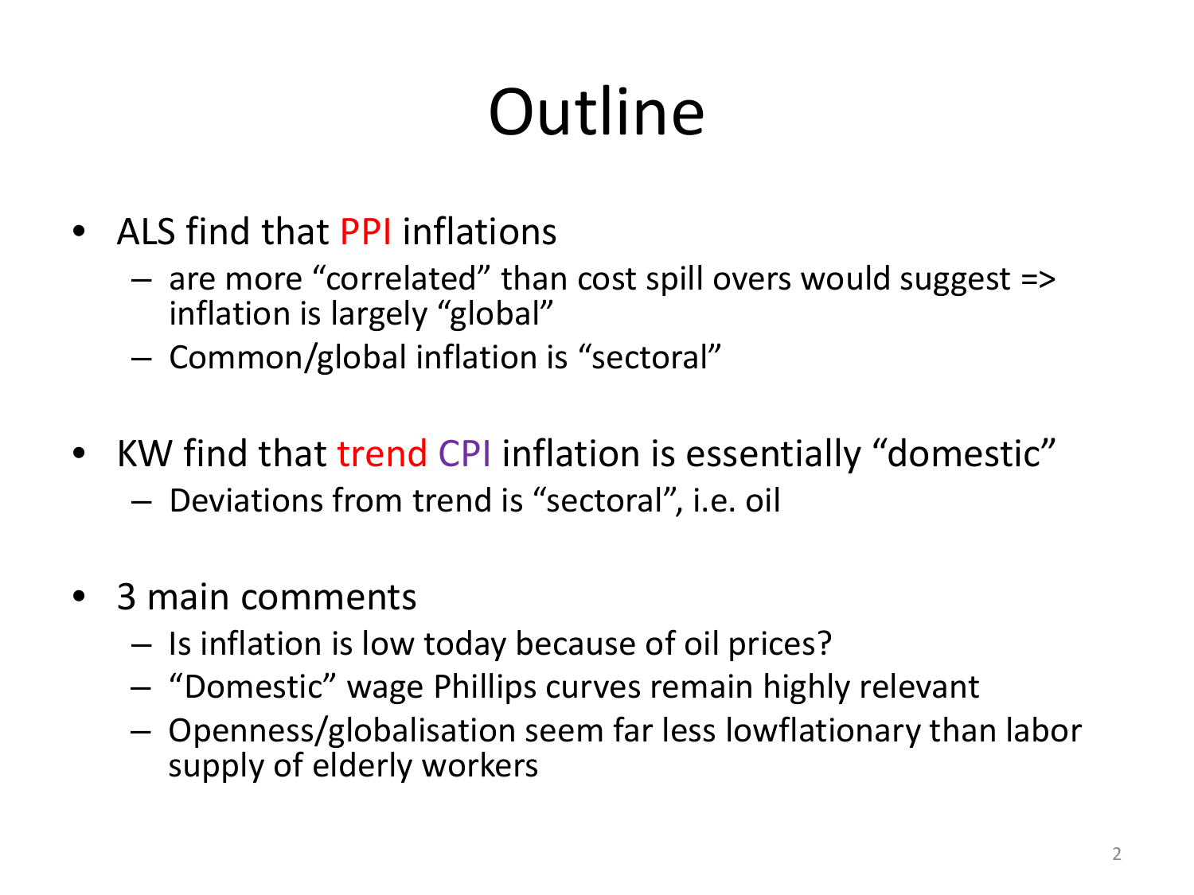# Outline

- ALS find that PPI inflations
  - are more "correlated" than cost spill overs would suggest => inflation is largely "global"
  - Common/global inflation is "sectoral"

- KW find that trend CPI inflation is essentially "domestic"
  - Deviations from trend is "sectoral", i.e. oil

- 3 main comments
  - Is inflation is low today because of oil prices?
  - "Domestic" wage Phillips curves remain highly relevant
  - Openness/globalisation seem far less lowflationary than labor supply of elderly workers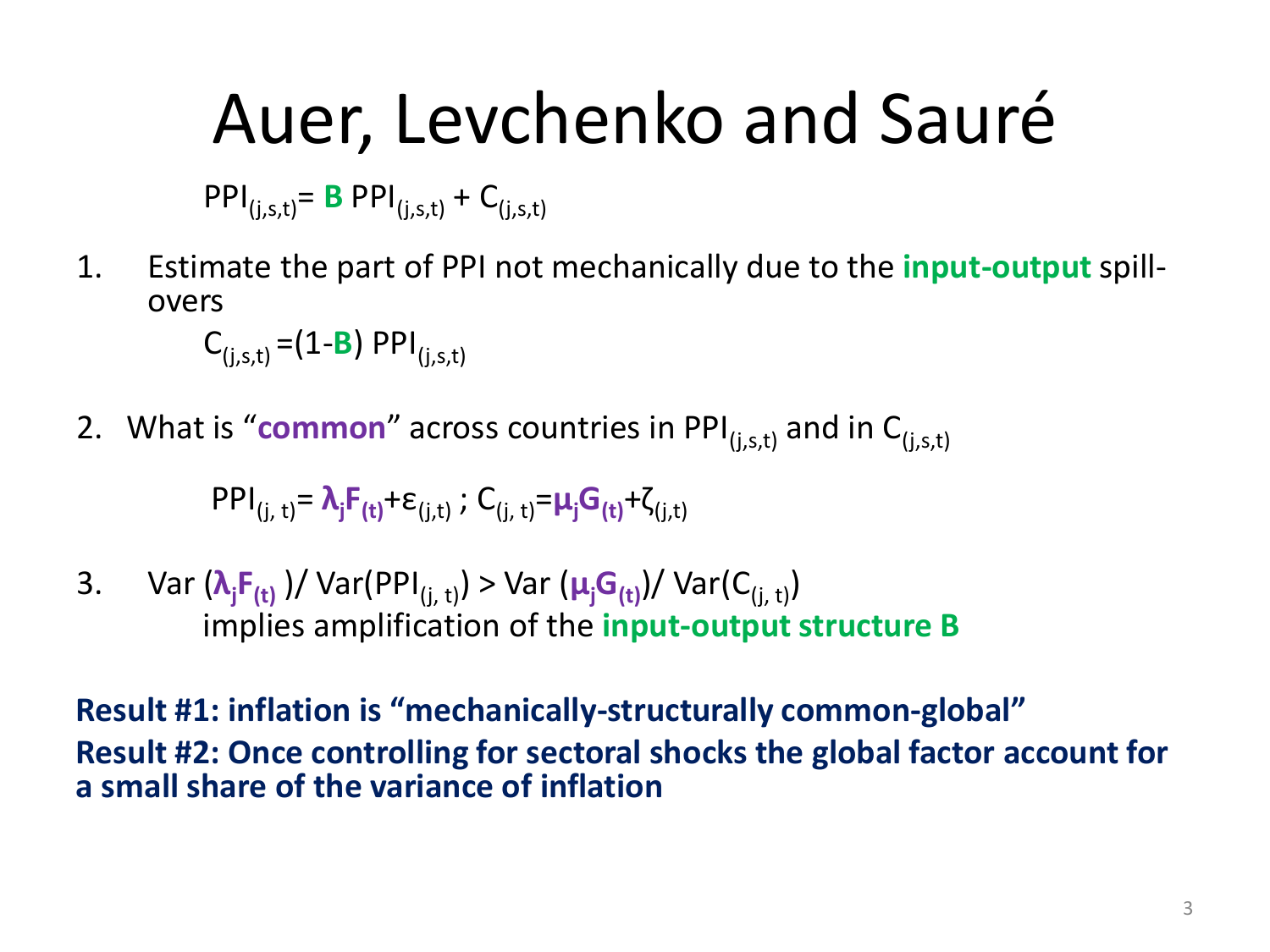# Auer, Levchenko and Sauré

$$PPI_{(j,s,t)} = \mathbf{B}\, PPI_{(j,s,t)} + C_{(j,s,t)}$$

1. Estimate the part of PPI not mechanically due to the **input-output** spill-overs

   $$C_{(j,s,t)} = (1-\mathbf{B})\, PPI_{(j,s,t)}$$

2. What is "**common**" across countries in $PPI_{(j,s,t)}$ and in $C_{(j,s,t)}$

   $$PPI_{(j,t)} = \boldsymbol{\lambda_j F_{(t)}} + \varepsilon_{(j,t)} \; ; \; C_{(j,t)} = \boldsymbol{\mu_j G_{(t)}} + \zeta_{(j,t)}$$

3. $Var(\boldsymbol{\lambda_j F_{(t)}}) / Var(PPI_{(j,t)}) > Var(\boldsymbol{\mu_j G_{(t)}}) / Var(C_{(j,t)})$

   implies amplification of the **input-output structure B**

**Result #1: inflation is "mechanically-structurally common-global"**

**Result #2: Once controlling for sectoral shocks the global factor account for a small share of the variance of inflation**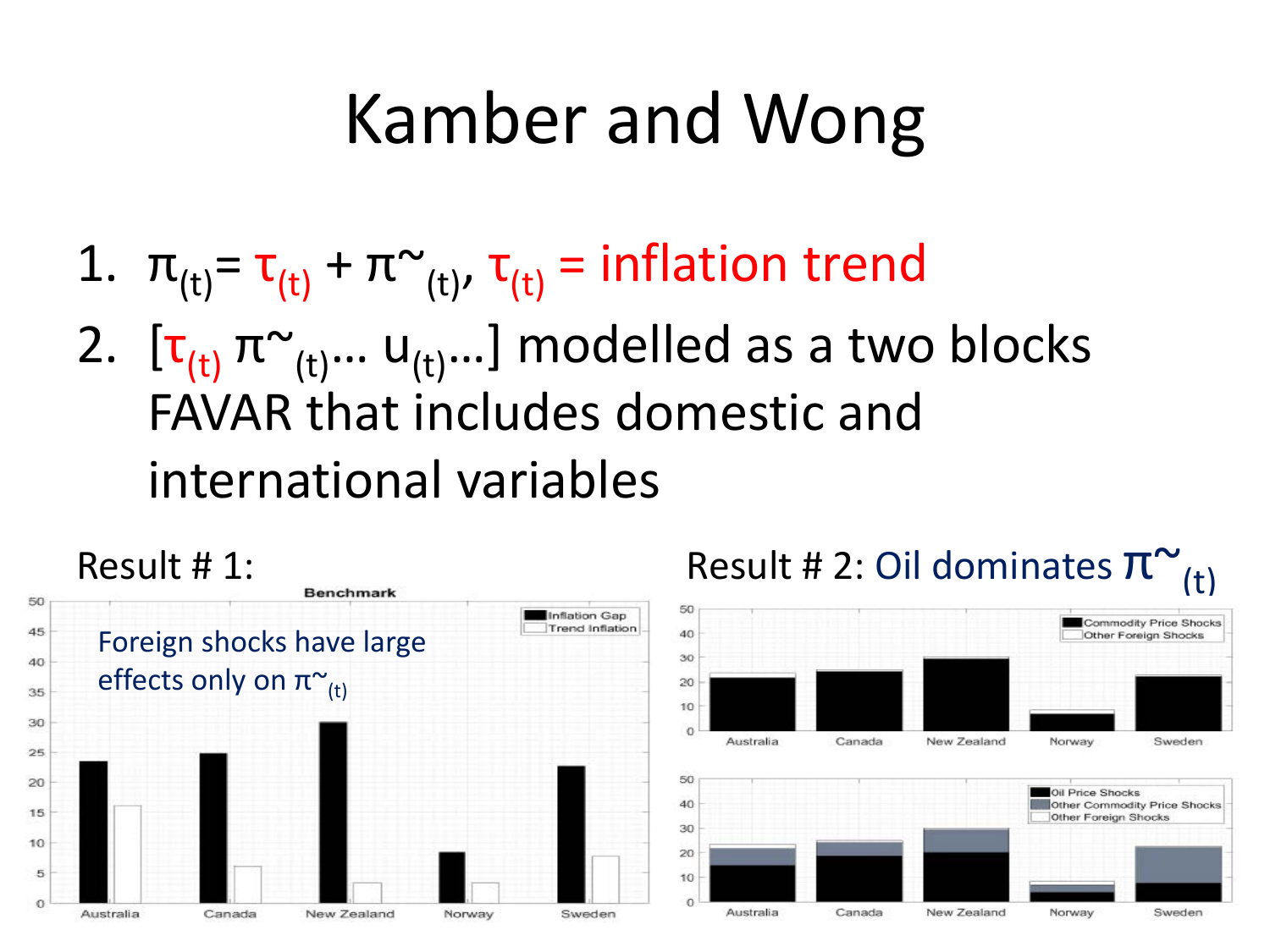# Kamber and Wong

1. $\pi_{(t)} = \tau_{(t)} + \tilde{\pi}_{(t)}$, $\tau_{(t)}$ = inflation trend
2. [$\tau_{(t)}$ $\tilde{\pi}_{(t)}$… $u_{(t)}$…] modelled as a two blocks FAVAR that includes domestic and international variables

Result # 1:

Foreign shocks have large effects only on $\tilde{\pi}_{(t)}$

Result # 2: Oil dominates $\tilde{\pi}_{(t)}$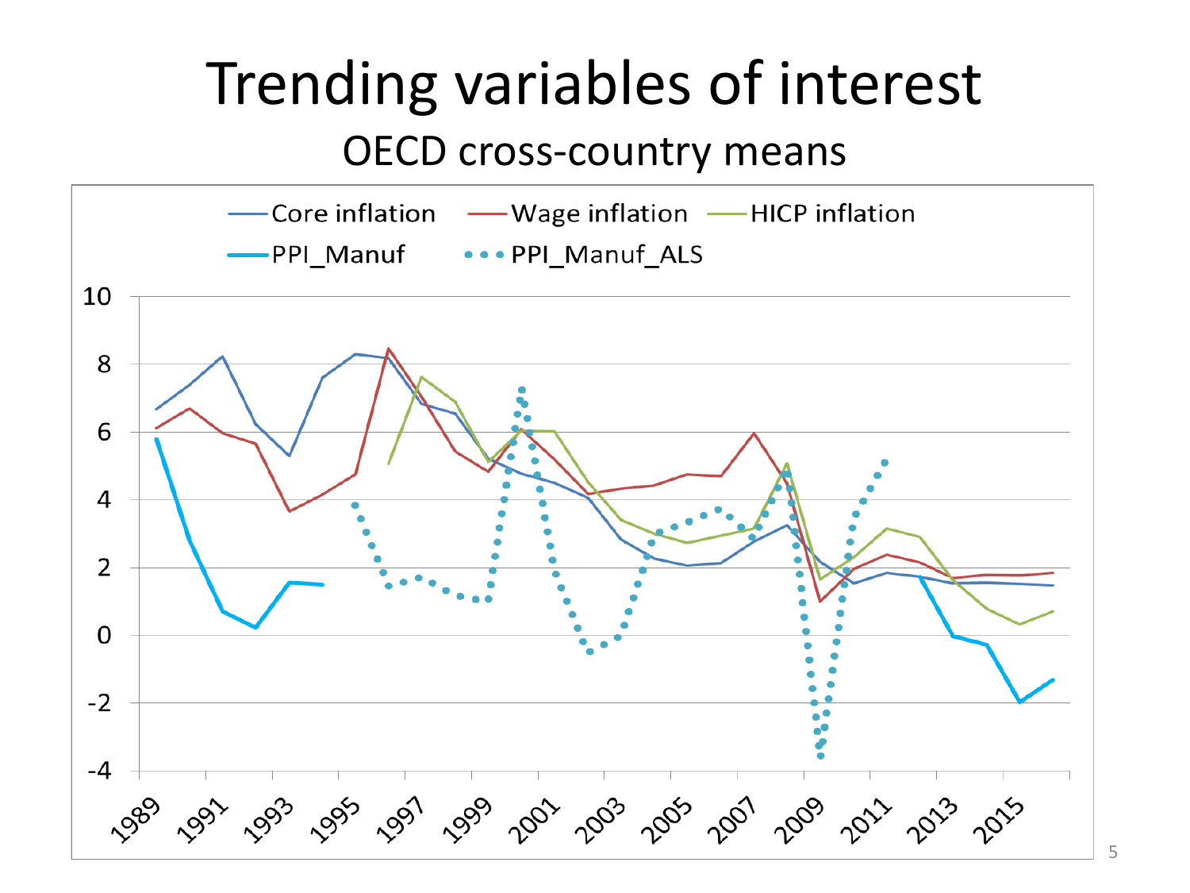# Trending variables of interest

## OECD cross-country means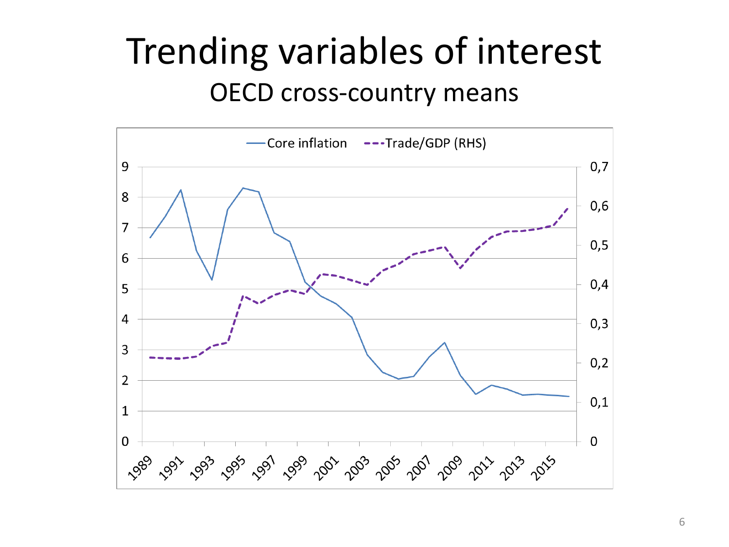# Trending variables of interest

## OECD cross-country means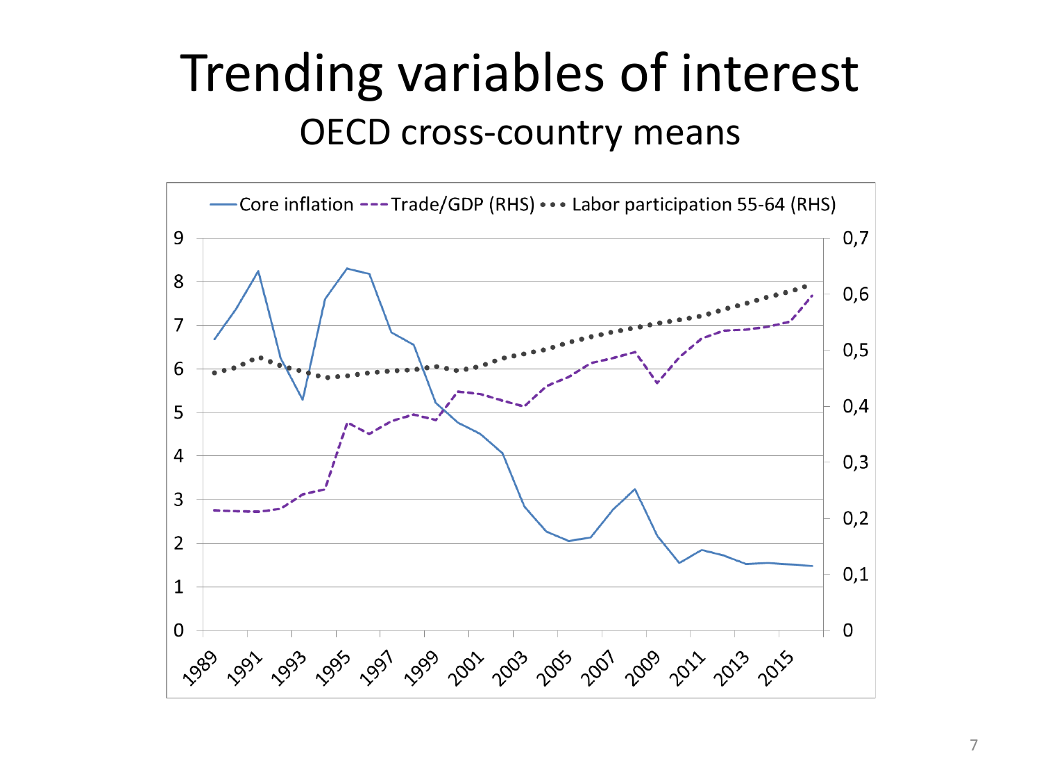# Trending variables of interest

## OECD cross-country means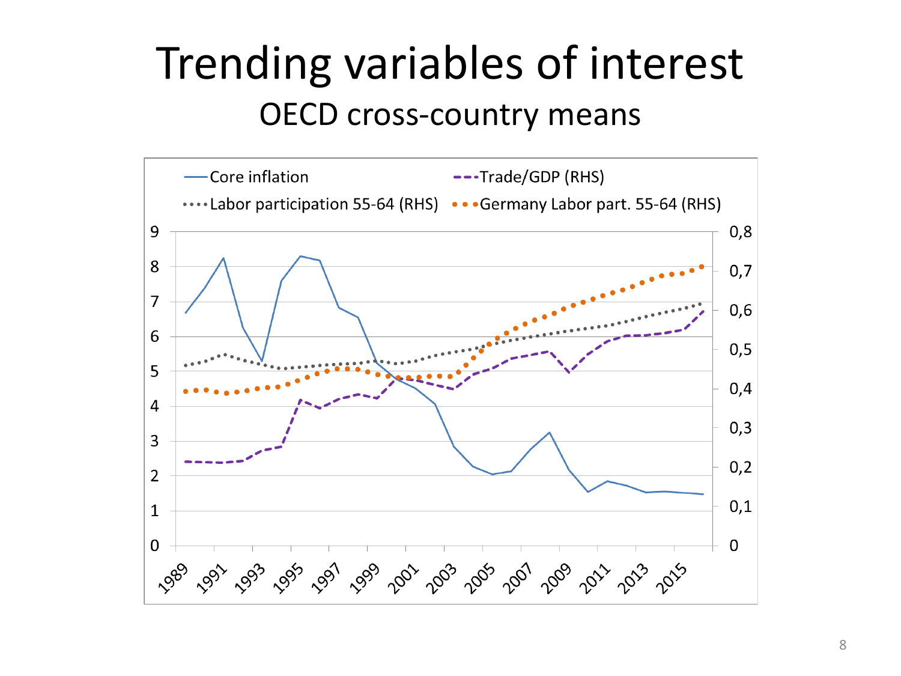# Trending variables of interest

## OECD cross-country means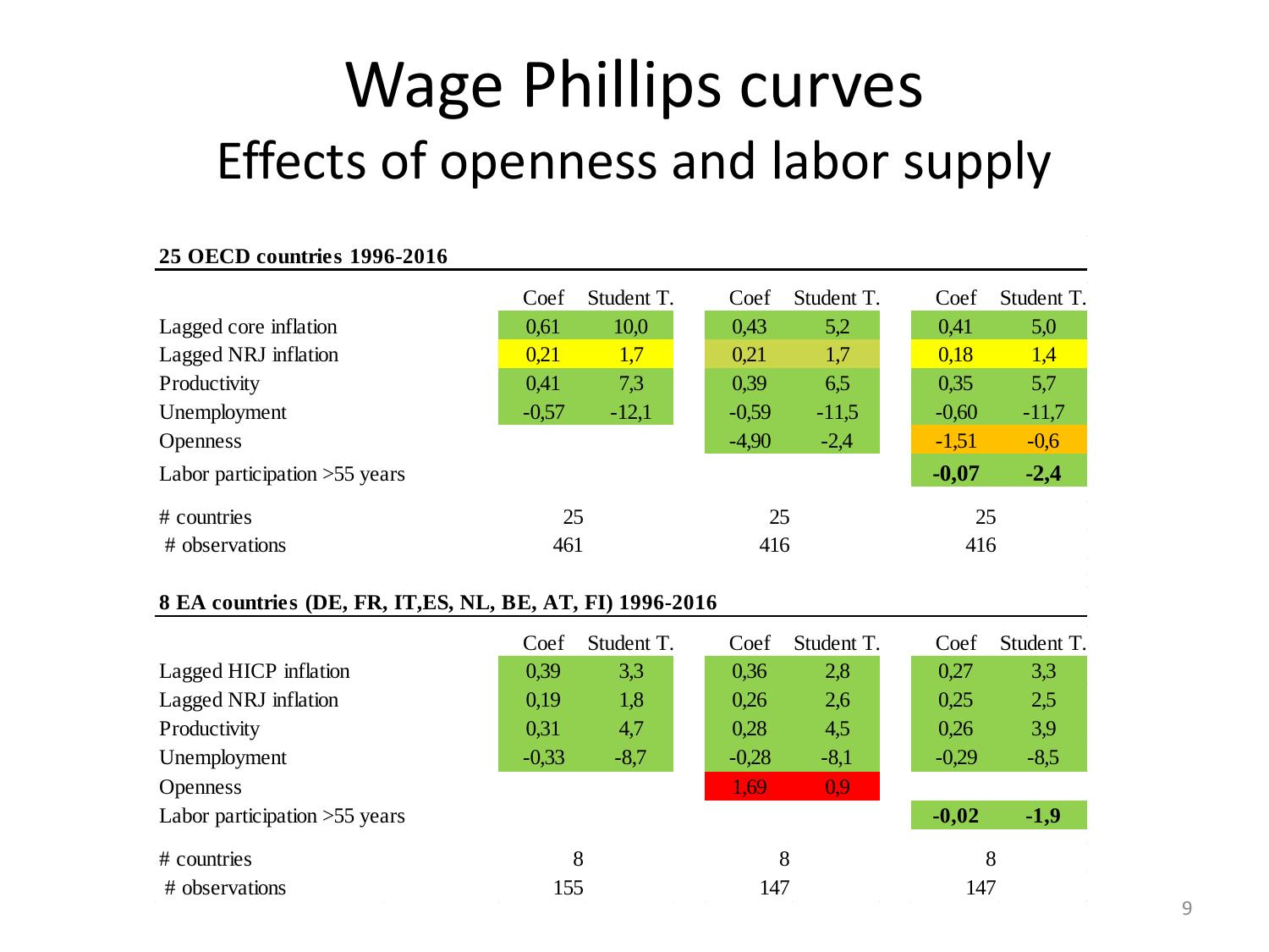# Wage Phillips curves

## Effects of openness and labor supply

**25 OECD countries 1996-2016**

| | Coef | Student T. | Coef | Student T. | Coef | Student T. |
|---|---|---|---|---|---|---|
| Lagged core inflation | 0,61 | 10,0 | 0,43 | 5,2 | 0,41 | 5,0 |
| Lagged NRJ inflation | 0,21 | 1,7 | 0,21 | 1,7 | 0,18 | 1,4 |
| Productivity | 0,41 | 7,3 | 0,39 | 6,5 | 0,35 | 5,7 |
| Unemployment | -0,57 | -12,1 | -0,59 | -11,5 | -0,60 | -11,7 |
| Openness | | | -4,90 | -2,4 | -1,51 | -0,6 |
| Labor participation >55 years | | | | | **-0,07** | **-2,4** |
| # countries | 25 | | 25 | | 25 | |
| # observations | 461 | | 416 | | 416 | |

**8 EA countries (DE, FR, IT,ES, NL, BE, AT, FI) 1996-2016**

| | Coef | Student T. | Coef | Student T. | Coef | Student T. |
|---|---|---|---|---|---|---|
| Lagged HICP inflation | 0,39 | 3,3 | 0,36 | 2,8 | 0,27 | 3,3 |
| Lagged NRJ inflation | 0,19 | 1,8 | 0,26 | 2,6 | 0,25 | 2,5 |
| Productivity | 0,31 | 4,7 | 0,28 | 4,5 | 0,26 | 3,9 |
| Unemployment | -0,33 | -8,7 | -0,28 | -8,1 | -0,29 | -8,5 |
| Openness | | | 1,69 | 0,9 | | |
| Labor participation >55 years | | | | | **-0,02** | **-1,9** |
| # countries | 8 | | 8 | | 8 | |
| # observations | 155 | | 147 | | 147 | |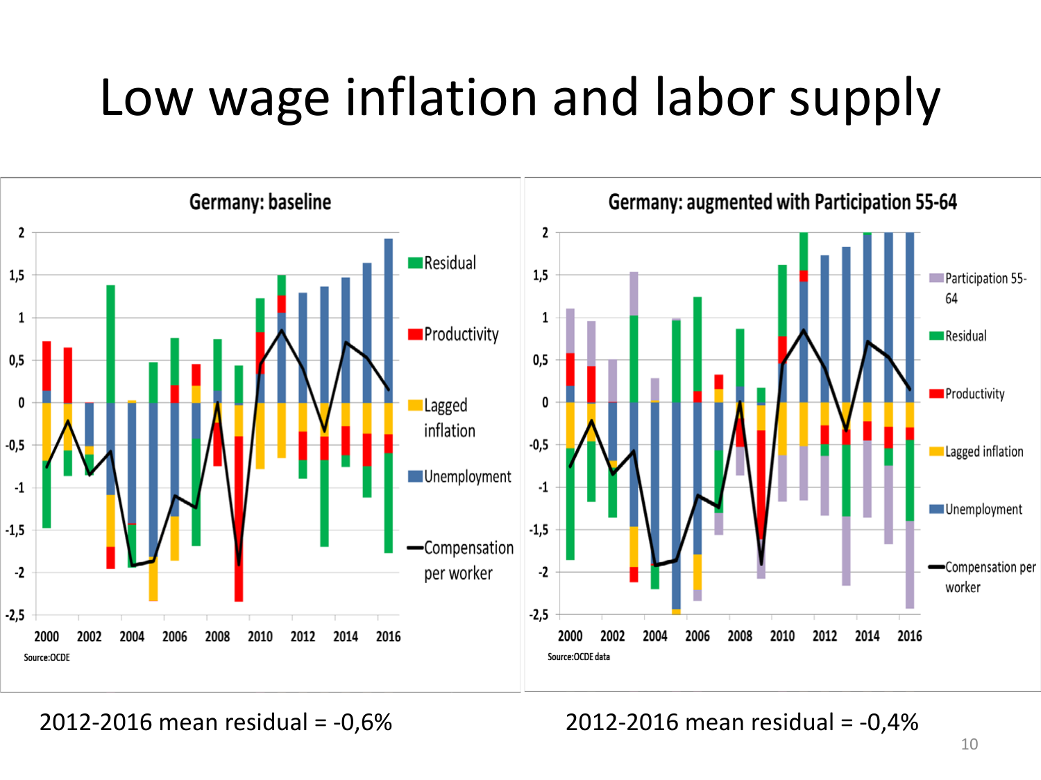# Low wage inflation and labor supply

**Germany: baseline**

Legend: Residual, Productivity, Lagged inflation, Unemployment, Compensation per worker

Source:OCDE

**Germany: augmented with Participation 55-64**

Legend: Participation 55-64, Residual, Productivity, Lagged inflation, Unemployment, Compensation per worker

Source:OCDE data

2012-2016 mean residual = -0,6%

2012-2016 mean residual = -0,4%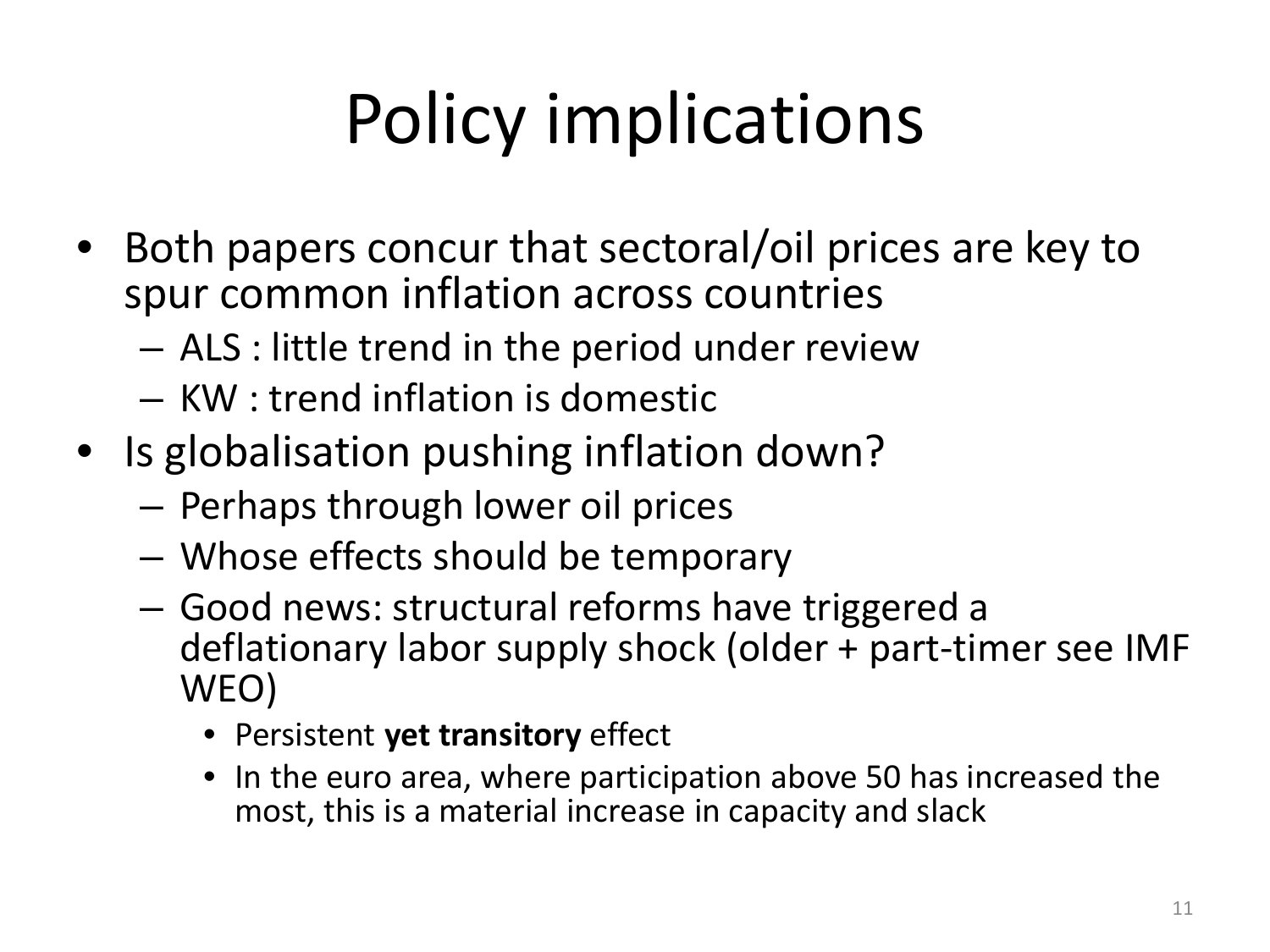# Policy implications

- Both papers concur that sectoral/oil prices are key to spur common inflation across countries
  - ALS : little trend in the period under review
  - KW : trend inflation is domestic
- Is globalisation pushing inflation down?
  - Perhaps through lower oil prices
  - Whose effects should be temporary
  - Good news: structural reforms have triggered a deflationary labor supply shock (older + part-timer see IMF WEO)
    - Persistent **yet transitory** effect
    - In the euro area, where participation above 50 has increased the most, this is a material increase in capacity and slack